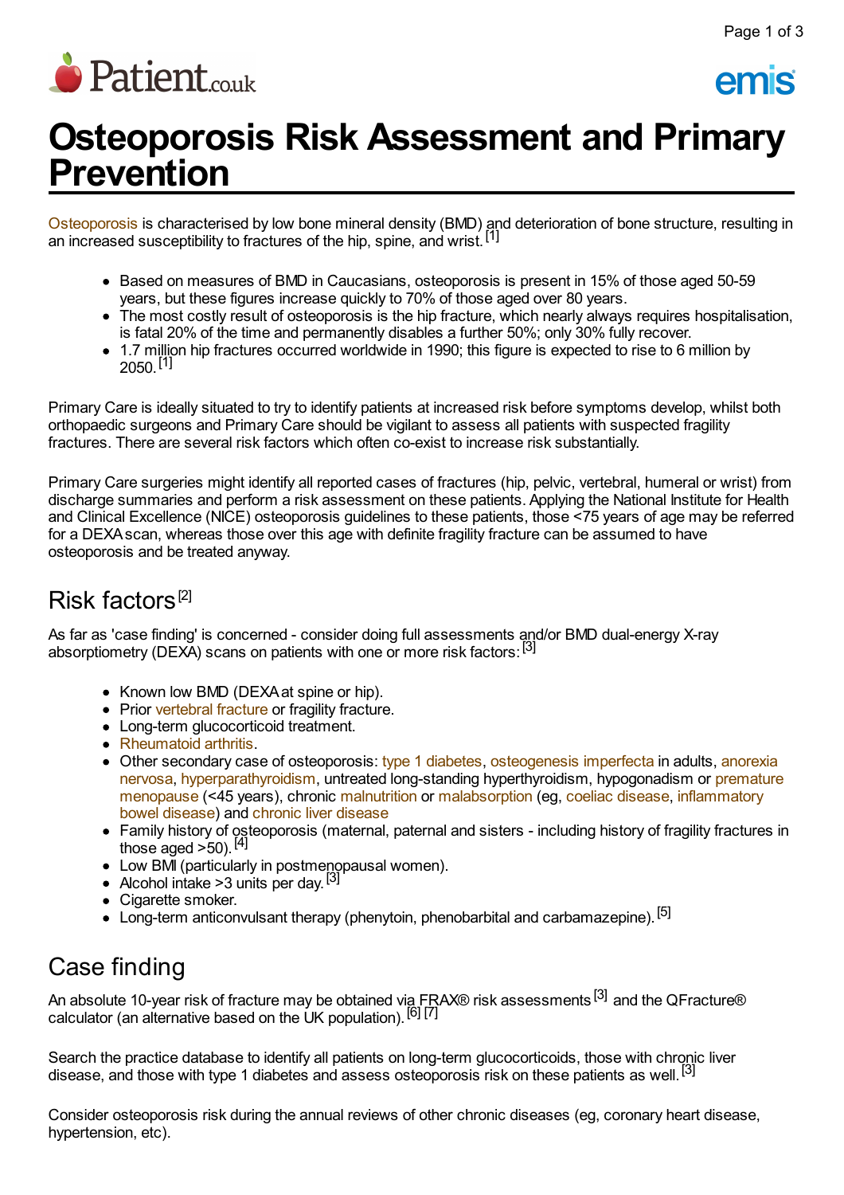# Osteoporosis Risk Assessment and Primary Prevention

Osteoporosis is characterised by low bone mineral density (BMD) and deterioration of bone structure, resulting in an increased susceptibility to fractures of the hip, spine, and wrist.[1]

- Based on measures of BMD in Caucasians, osteoporosis is present in 15% of those aged 50-59 years, but these figures increase quickly to 70% of those aged over 80 years.
- The most costly result of osteoporosis is the hip fracture, which nearly always requires hospitalisation, is fatal 20% of the time and permanently disables a further 50%; only 30% fully recover.
- 1.7 million hip fractures occurred worldwide in 1990; this figure is expected to rise to 6 million by 2050.[1]

Primary Care is ideally situated to try to identify patients at increased risk before symptoms develop, whilst both orthopaedic surgeons and Primary Care should be vigilant to assess all patients with suspected fragility fractures. There are several risk factors which often co-exist to increase risk substantially.

Primary Care surgeries might identify all reported cases of fractures (hip, pelvic, vertebral, humeral or wrist) from discharge summaries and perform a risk assessment on these patients. Applying the National Institute for Health and Clinical Excellence (NICE) osteoporosis guidelines to these patients, those <75 years of age may be referred for a DEXA scan, whereas those over this age with definite fragility fracture can be assumed to have osteoporosis and be treated anyway.

## Risk factors[2]

As far as 'case finding' is concerned - consider doing full assessments and/or BMD dual-energy X-ray absorptiometry (DEXA) scans on patients with one or more risk factors:[3]

- Known low BMD (DEXA at spine or hip).
- Prior vertebral fracture or fragility fracture.
- Long-term glucocorticoid treatment.
- Rheumatoid arthritis.
- Other secondary case of osteoporosis: type 1 diabetes, osteogenesis imperfecta in adults, anorexia nervosa, hyperparathyroidism, untreated long-standing hyperthyroidism, hypogonadism or premature menopause (<45 years), chronic malnutrition or malabsorption (eg, coeliac disease, inflammatory bowel disease) and chronic liver disease
- Family history of osteoporosis (maternal, paternal and sisters - including history of fragility fractures in those aged >50).[4]
- Low BMI (particularly in postmenopausal women).
- Alcohol intake >3 units per day.[3]
- Cigarette smoker.
- Long-term anticonvulsant therapy (phenytoin, phenobarbital and carbamazepine).[5]

## Case finding

An absolute 10-year risk of fracture may be obtained via FRAX® risk assessments[3] and the QFracture® calculator (an alternative based on the UK population).[6] [7]

Search the practice database to identify all patients on long-term glucocorticoids, those with chronic liver disease, and those with type 1 diabetes and assess osteoporosis risk on these patients as well.[3]

Consider osteoporosis risk during the annual reviews of other chronic diseases (eg, coronary heart disease, hypertension, etc).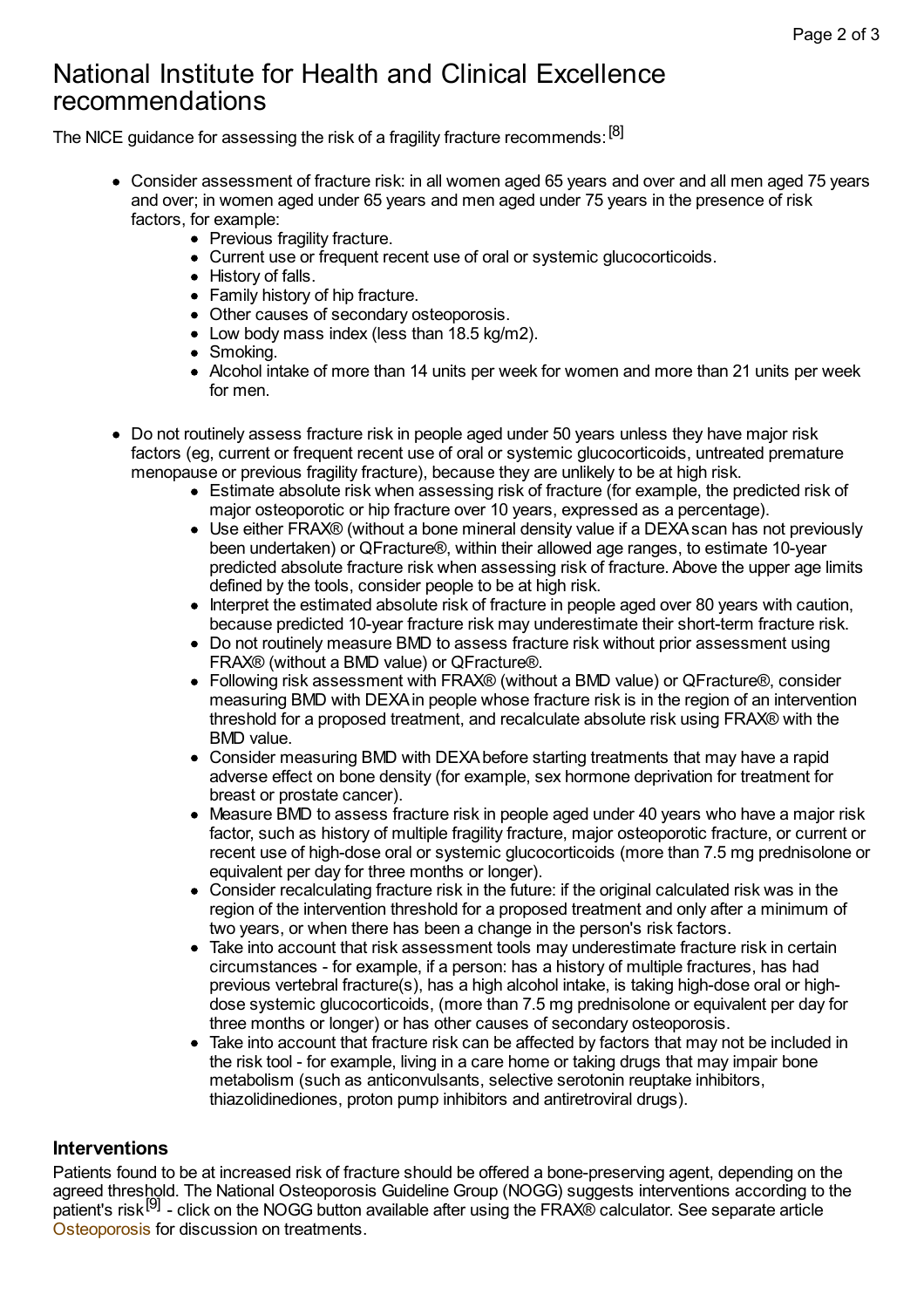# National Institute for Health and Clinical Excellence recommendations

The NICE guidance for assessing the risk of a fragility fracture recommends:[8]

- Consider assessment of fracture risk: in all women aged 65 years and over and all men aged 75 years and over; in women aged under 65 years and men aged under 75 years in the presence of risk factors, for example:
  - Previous fragility fracture.
  - Current use or frequent recent use of oral or systemic glucocorticoids.
  - History of falls.
  - Family history of hip fracture.
  - Other causes of secondary osteoporosis.
  - Low body mass index (less than 18.5 kg/m2).
  - Smoking.
  - Alcohol intake of more than 14 units per week for women and more than 21 units per week for men.
- Do not routinely assess fracture risk in people aged under 50 years unless they have major risk factors (eg, current or frequent recent use of oral or systemic glucocorticoids, untreated premature menopause or previous fragility fracture), because they are unlikely to be at high risk.
  - Estimate absolute risk when assessing risk of fracture (for example, the predicted risk of major osteoporotic or hip fracture over 10 years, expressed as a percentage).
  - Use either FRAX® (without a bone mineral density value if a DEXA scan has not previously been undertaken) or QFracture®, within their allowed age ranges, to estimate 10-year predicted absolute fracture risk when assessing risk of fracture. Above the upper age limits defined by the tools, consider people to be at high risk.
  - Interpret the estimated absolute risk of fracture in people aged over 80 years with caution, because predicted 10-year fracture risk may underestimate their short-term fracture risk.
  - Do not routinely measure BMD to assess fracture risk without prior assessment using FRAX® (without a BMD value) or QFracture®.
  - Following risk assessment with FRAX® (without a BMD value) or QFracture®, consider measuring BMD with DEXA in people whose fracture risk is in the region of an intervention threshold for a proposed treatment, and recalculate absolute risk using FRAX® with the BMD value.
  - Consider measuring BMD with DEXA before starting treatments that may have a rapid adverse effect on bone density (for example, sex hormone deprivation for treatment for breast or prostate cancer).
  - Measure BMD to assess fracture risk in people aged under 40 years who have a major risk factor, such as history of multiple fragility fracture, major osteoporotic fracture, or current or recent use of high-dose oral or systemic glucocorticoids (more than 7.5 mg prednisolone or equivalent per day for three months or longer).
  - Consider recalculating fracture risk in the future: if the original calculated risk was in the region of the intervention threshold for a proposed treatment and only after a minimum of two years, or when there has been a change in the person's risk factors.
  - Take into account that risk assessment tools may underestimate fracture risk in certain circumstances - for example, if a person: has a history of multiple fractures, has had previous vertebral fracture(s), has a high alcohol intake, is taking high-dose oral or high-dose systemic glucocorticoids, (more than 7.5 mg prednisolone or equivalent per day for three months or longer) or has other causes of secondary osteoporosis.
  - Take into account that fracture risk can be affected by factors that may not be included in the risk tool - for example, living in a care home or taking drugs that may impair bone metabolism (such as anticonvulsants, selective serotonin reuptake inhibitors, thiazolidinediones, proton pump inhibitors and antiretroviral drugs).

## Interventions

Patients found to be at increased risk of fracture should be offered a bone-preserving agent, depending on the agreed threshold. The National Osteoporosis Guideline Group (NOGG) suggests interventions according to the patient's risk[9] - click on the NOGG button available after using the FRAX® calculator. See separate article Osteoporosis for discussion on treatments.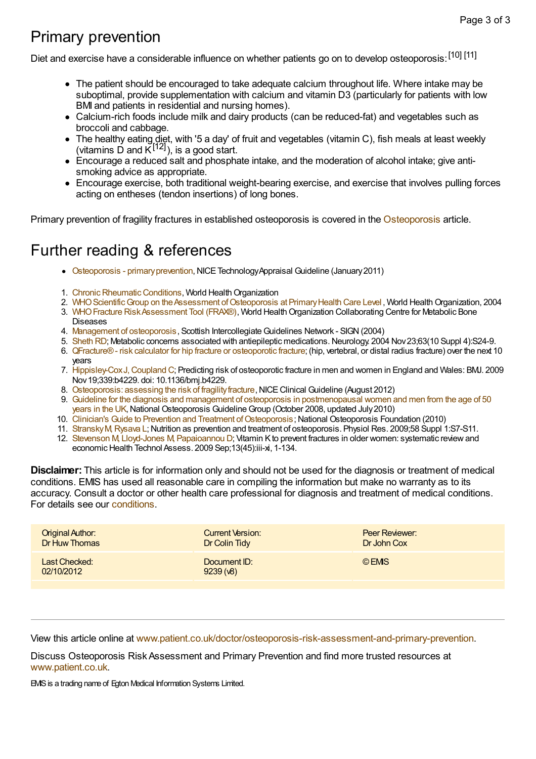## Primary prevention

Diet and exercise have a considerable influence on whether patients go on to develop osteoporosis:[10] [11]

- The patient should be encouraged to take adequate calcium throughout life. Where intake may be suboptimal, provide supplementation with calcium and vitamin D3 (particularly for patients with low BMI and patients in residential and nursing homes).
- Calcium-rich foods include milk and dairy products (can be reduced-fat) and vegetables such as broccoli and cabbage.
- The healthy eating diet, with '5 a day' of fruit and vegetables (vitamin C), fish meals at least weekly (vitamins D and K[12]), is a good start.
- Encourage a reduced salt and phosphate intake, and the moderation of alcohol intake; give anti-smoking advice as appropriate.
- Encourage exercise, both traditional weight-bearing exercise, and exercise that involves pulling forces acting on entheses (tendon insertions) of long bones.

Primary prevention of fragility fractures in established osteoporosis is covered in the Osteoporosis article.

## Further reading & references

- Osteoporosis - primary prevention, NICE Technology Appraisal Guideline (January 2011)

1. Chronic Rheumatic Conditions, World Health Organization
2. WHO Scientific Group on the Assessment of Osteoporosis at Primary Health Care Level, World Health Organization, 2004
3. WHO Fracture Risk Assessment Tool (FRAX®), World Health Organization Collaborating Centre for Metabolic Bone Diseases
4. Management of osteoporosis, Scottish Intercollegiate Guidelines Network - SIGN (2004)
5. Sheth RD; Metabolic concerns associated with antiepileptic medications. Neurology. 2004 Nov 23;63(10 Suppl 4):S24-9.
6. QFracture® - risk calculator for hip fracture or osteoporotic fracture; (hip, vertebral, or distal radius fracture) over the next 10 years
7. Hippisley-Cox J, Coupland C; Predicting risk of osteoporotic fracture in men and women in England and Wales: BMJ. 2009 Nov 19;339:b4229. doi: 10.1136/bmj.b4229.
8. Osteoporosis: assessing the risk of fragility fracture, NICE Clinical Guideline (August 2012)
9. Guideline for the diagnosis and management of osteoporosis in postmenopausal women and men from the age of 50 years in the UK, National Osteoporosis Guideline Group (October 2008, updated July 2010)
10. Clinician's Guide to Prevention and Treatment of Osteoporosis; National Osteoporosis Foundation (2010)
11. Stransky M, Rysava L; Nutrition as prevention and treatment of osteoporosis. Physiol Res. 2009;58 Suppl 1:S7-S11.
12. Stevenson M, Lloyd-Jones M, Papaioannou D; Vitamin K to prevent fractures in older women: systematic review and economic Health Technol Assess. 2009 Sep;13(45):iii-xi, 1-134.

**Disclaimer:** This article is for information only and should not be used for the diagnosis or treatment of medical conditions. EMIS has used all reasonable care in compiling the information but make no warranty as to its accuracy. Consult a doctor or other health care professional for diagnosis and treatment of medical conditions. For details see our conditions.

| | | |
|---|---|---|
| Original Author: Dr Huw Thomas | Current Version: Dr Colin Tidy | Peer Reviewer: Dr John Cox |
| Last Checked: 02/10/2012 | Document ID: 9239 (v8) | © EMIS |

View this article online at www.patient.co.uk/doctor/osteoporosis-risk-assessment-and-primary-prevention.

Discuss Osteoporosis Risk Assessment and Primary Prevention and find more trusted resources at www.patient.co.uk.

EMIS is a trading name of Egton Medical Information Systems Limited.